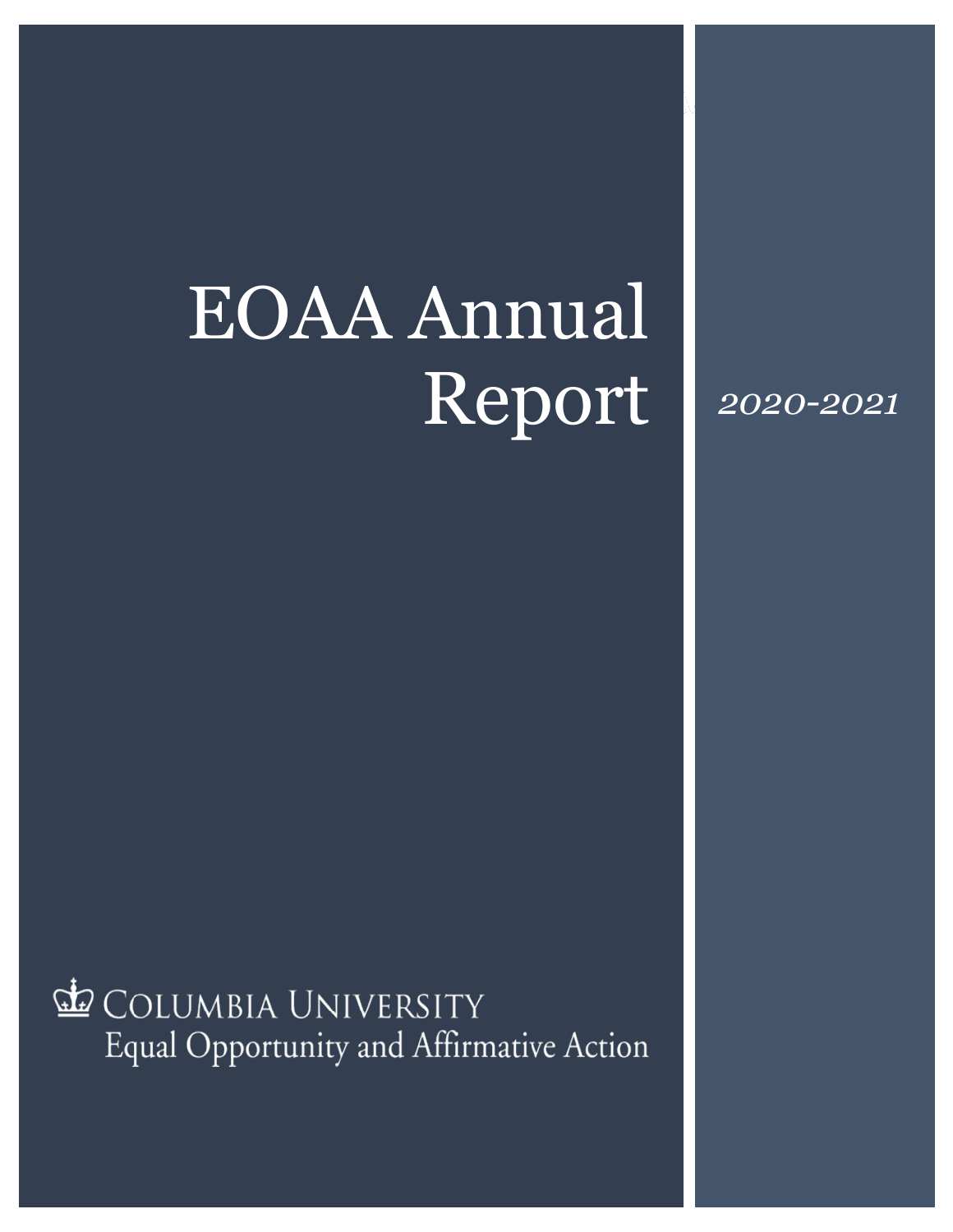# EOAA Annual Report

*2020-2021*

COLUMBIA UNIVERSITY
Equal Opportunity and Affirmative Action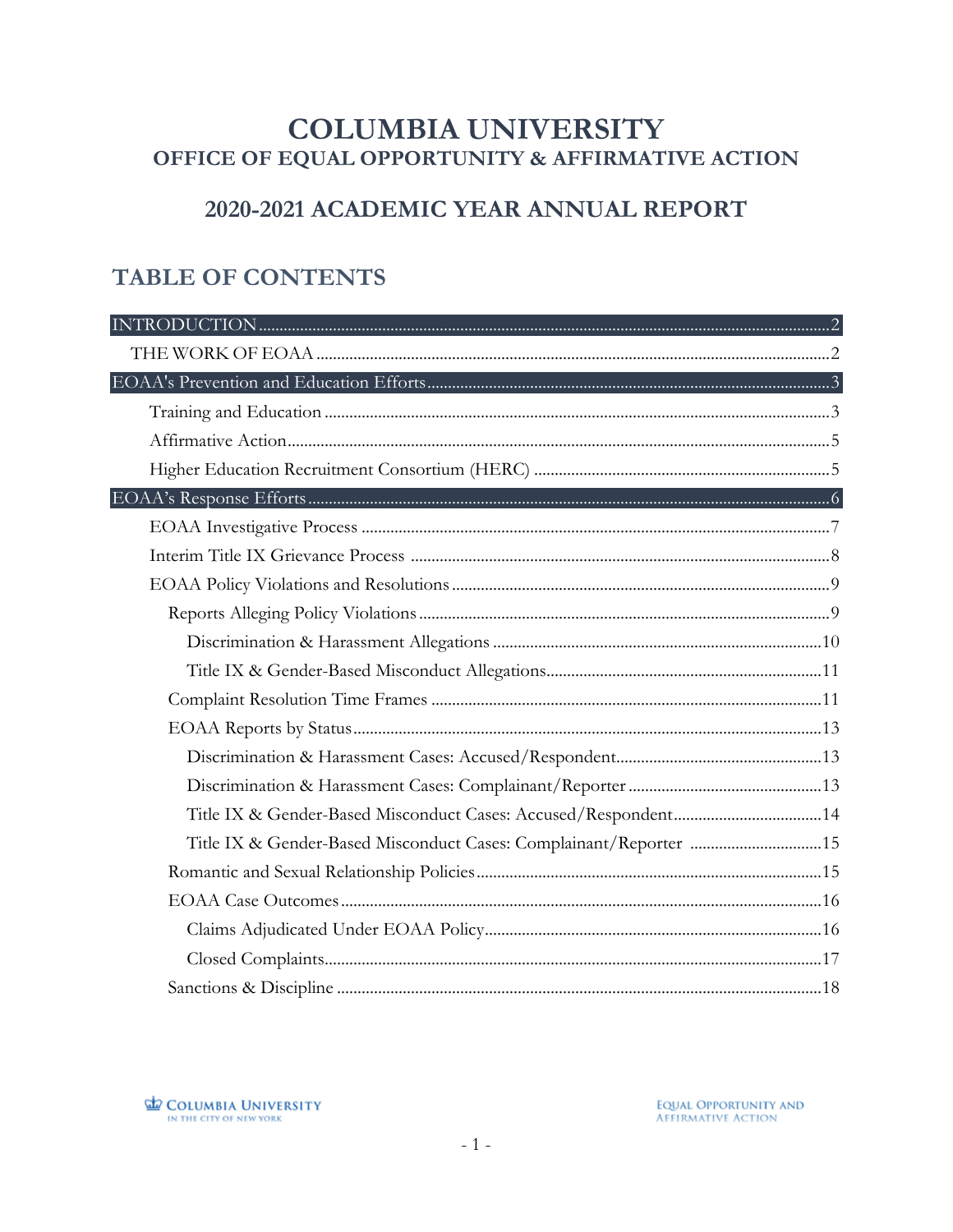# COLUMBIA UNIVERSITY
## OFFICE OF EQUAL OPPORTUNITY & AFFIRMATIVE ACTION

## 2020-2021 ACADEMIC YEAR ANNUAL REPORT

## TABLE OF CONTENTS

- INTRODUCTION ........ 2
  - THE WORK OF EOAA ........ 2
- EOAA's Prevention and Education Efforts ........ 3
  - Training and Education ........ 3
  - Affirmative Action ........ 5
  - Higher Education Recruitment Consortium (HERC) ........ 5
- EOAA's Response Efforts ........ 6
  - EOAA Investigative Process ........ 7
  - Interim Title IX Grievance Process ........ 8
  - EOAA Policy Violations and Resolutions ........ 9
    - Reports Alleging Policy Violations ........ 9
      - Discrimination & Harassment Allegations ........ 10
      - Title IX & Gender-Based Misconduct Allegations ........ 11
    - Complaint Resolution Time Frames ........ 11
    - EOAA Reports by Status ........ 13
      - Discrimination & Harassment Cases: Accused/Respondent ........ 13
      - Discrimination & Harassment Cases: Complainant/Reporter ........ 13
      - Title IX & Gender-Based Misconduct Cases: Accused/Respondent ........ 14
      - Title IX & Gender-Based Misconduct Cases: Complainant/Reporter ........ 15
    - Romantic and Sexual Relationship Policies ........ 15
    - EOAA Case Outcomes ........ 16
      - Claims Adjudicated Under EOAA Policy ........ 16
      - Closed Complaints ........ 17
    - Sanctions & Discipline ........ 18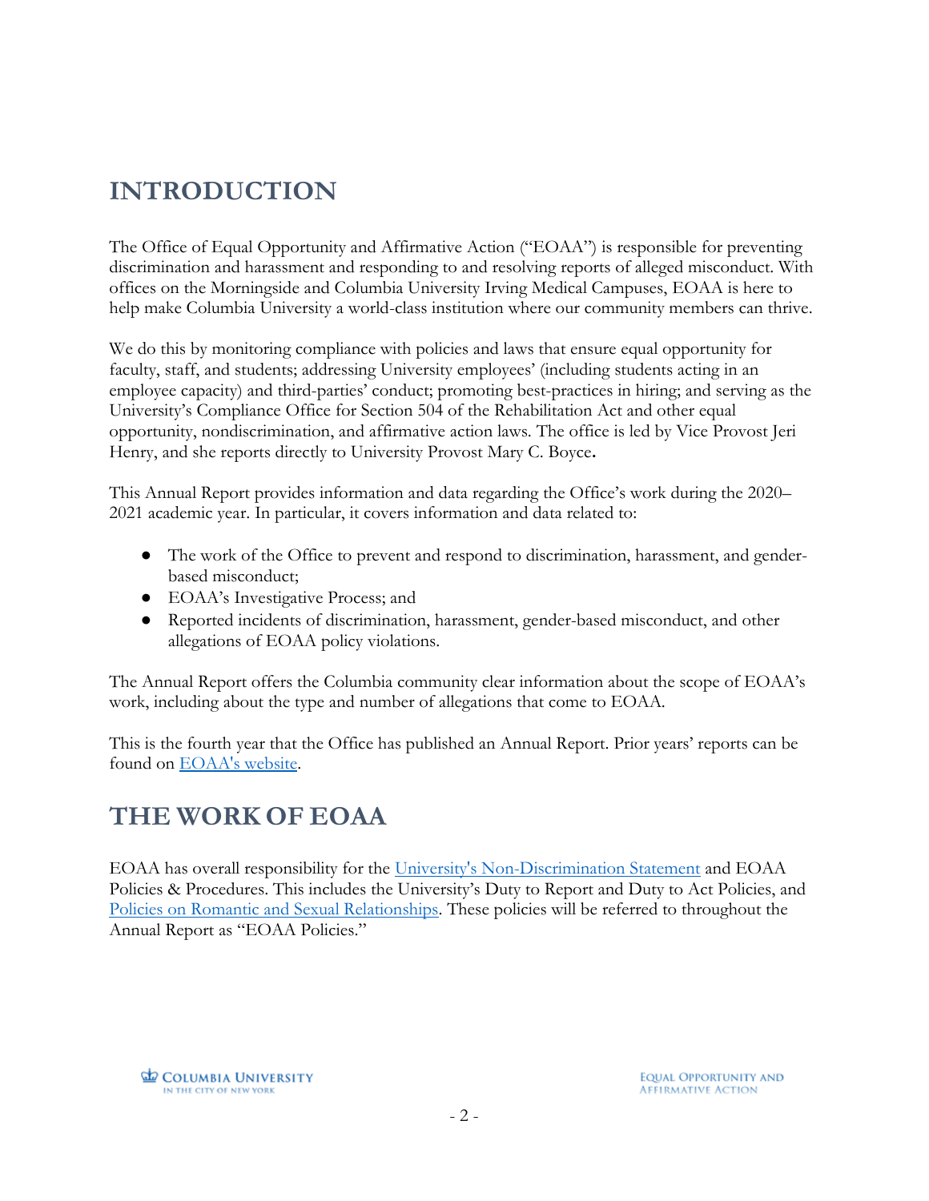# INTRODUCTION

The Office of Equal Opportunity and Affirmative Action ("EOAA") is responsible for preventing discrimination and harassment and responding to and resolving reports of alleged misconduct. With offices on the Morningside and Columbia University Irving Medical Campuses, EOAA is here to help make Columbia University a world-class institution where our community members can thrive.

We do this by monitoring compliance with policies and laws that ensure equal opportunity for faculty, staff, and students; addressing University employees' (including students acting in an employee capacity) and third-parties' conduct; promoting best-practices in hiring; and serving as the University's Compliance Office for Section 504 of the Rehabilitation Act and other equal opportunity, nondiscrimination, and affirmative action laws. The office is led by Vice Provost Jeri Henry, and she reports directly to University Provost Mary C. Boyce**.**

This Annual Report provides information and data regarding the Office's work during the 2020–2021 academic year. In particular, it covers information and data related to:

- The work of the Office to prevent and respond to discrimination, harassment, and gender-based misconduct;
- EOAA's Investigative Process; and
- Reported incidents of discrimination, harassment, gender-based misconduct, and other allegations of EOAA policy violations.

The Annual Report offers the Columbia community clear information about the scope of EOAA's work, including about the type and number of allegations that come to EOAA.

This is the fourth year that the Office has published an Annual Report. Prior years' reports can be found on [EOAA's website](#).

# THE WORK OF EOAA

EOAA has overall responsibility for the [University's Non-Discrimination Statement](#) and EOAA Policies & Procedures. This includes the University's Duty to Report and Duty to Act Policies, and [Policies on Romantic and Sexual Relationships](#). These policies will be referred to throughout the Annual Report as "EOAA Policies."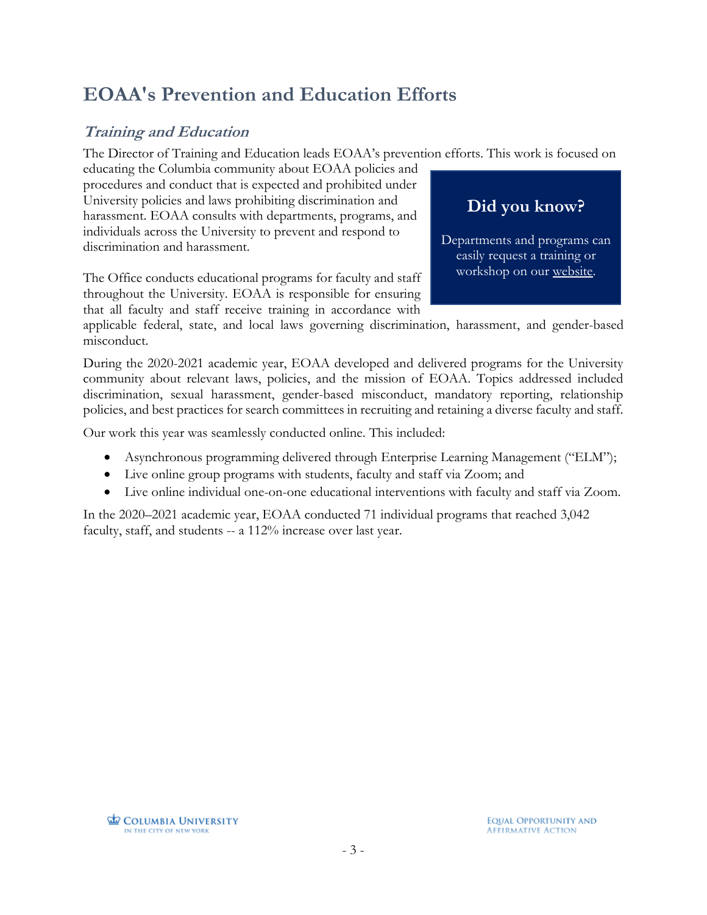## EOAA's Prevention and Education Efforts

### *Training and Education*

The Director of Training and Education leads EOAA's prevention efforts. This work is focused on educating the Columbia community about EOAA policies and procedures and conduct that is expected and prohibited under University policies and laws prohibiting discrimination and harassment. EOAA consults with departments, programs, and individuals across the University to prevent and respond to discrimination and harassment.

> **Did you know?**
>
> Departments and programs can easily request a training or workshop on our website.

The Office conducts educational programs for faculty and staff throughout the University. EOAA is responsible for ensuring that all faculty and staff receive training in accordance with applicable federal, state, and local laws governing discrimination, harassment, and gender-based misconduct.

During the 2020-2021 academic year, EOAA developed and delivered programs for the University community about relevant laws, policies, and the mission of EOAA. Topics addressed included discrimination, sexual harassment, gender-based misconduct, mandatory reporting, relationship policies, and best practices for search committees in recruiting and retaining a diverse faculty and staff.

Our work this year was seamlessly conducted online. This included:

- Asynchronous programming delivered through Enterprise Learning Management ("ELM");
- Live online group programs with students, faculty and staff via Zoom; and
- Live online individual one-on-one educational interventions with faculty and staff via Zoom.

In the 2020–2021 academic year, EOAA conducted 71 individual programs that reached 3,042 faculty, staff, and students -- a 112% increase over last year.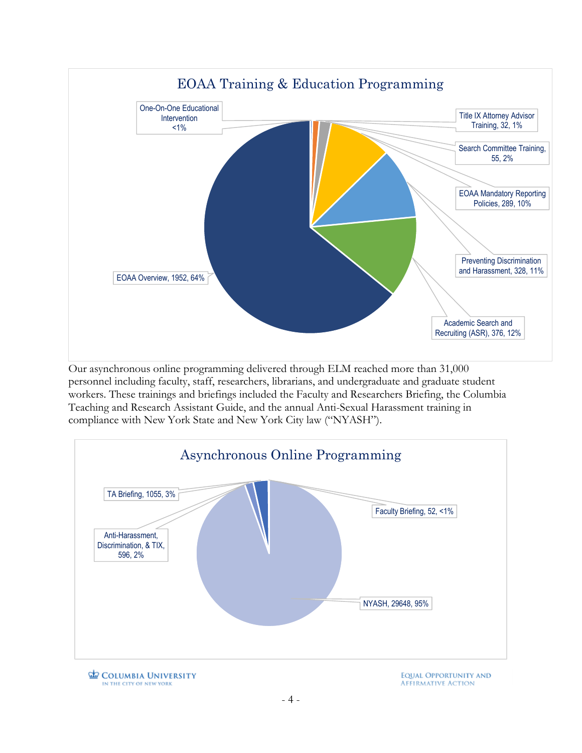## EOAA Training & Education Programming

| Program | Count | Percentage |
|---|---|---|
| One-On-One Educational Intervention | | <1% |
| Title IX Attorney Advisor Training | 32 | 1% |
| Search Committee Training | 55 | 2% |
| EOAA Mandatory Reporting Policies | 289 | 10% |
| Preventing Discrimination and Harassment | 328 | 11% |
| Academic Search and Recruiting (ASR) | 376 | 12% |
| EOAA Overview | 1952 | 64% |

Our asynchronous online programming delivered through ELM reached more than 31,000 personnel including faculty, staff, researchers, librarians, and undergraduate and graduate student workers. These trainings and briefings included the Faculty and Researchers Briefing, the Columbia Teaching and Research Assistant Guide, and the annual Anti-Sexual Harassment training in compliance with New York State and New York City law ("NYASH").

## Asynchronous Online Programming

| Program | Count | Percentage |
|---|---|---|
| TA Briefing | 1055 | 3% |
| Anti-Harassment, Discrimination, & TIX | 596 | 2% |
| Faculty Briefing | 52 | <1% |
| NYASH | 29648 | 95% |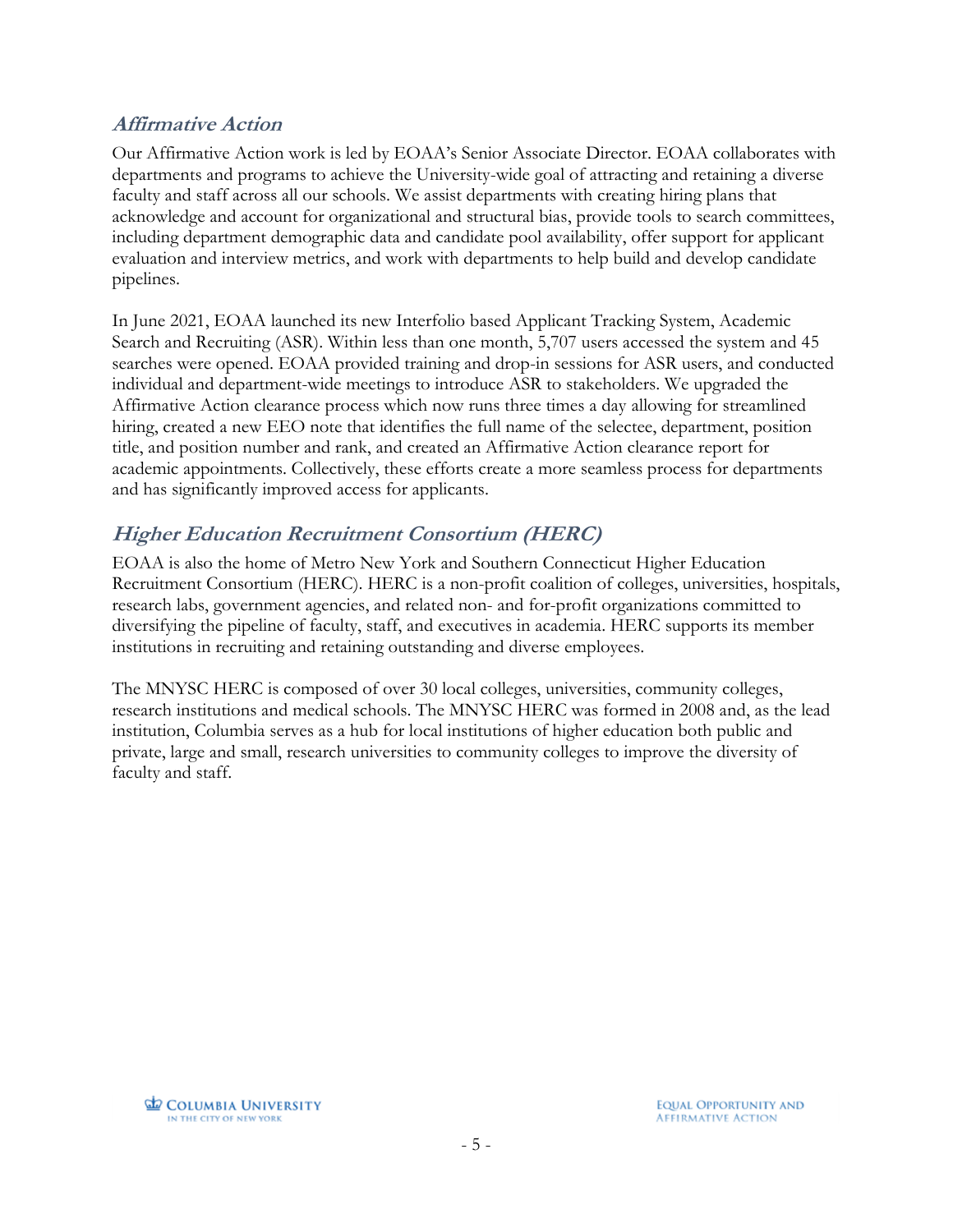## *Affirmative Action*

Our Affirmative Action work is led by EOAA's Senior Associate Director. EOAA collaborates with departments and programs to achieve the University-wide goal of attracting and retaining a diverse faculty and staff across all our schools. We assist departments with creating hiring plans that acknowledge and account for organizational and structural bias, provide tools to search committees, including department demographic data and candidate pool availability, offer support for applicant evaluation and interview metrics, and work with departments to help build and develop candidate pipelines.

In June 2021, EOAA launched its new Interfolio based Applicant Tracking System, Academic Search and Recruiting (ASR). Within less than one month, 5,707 users accessed the system and 45 searches were opened. EOAA provided training and drop-in sessions for ASR users, and conducted individual and department-wide meetings to introduce ASR to stakeholders. We upgraded the Affirmative Action clearance process which now runs three times a day allowing for streamlined hiring, created a new EEO note that identifies the full name of the selectee, department, position title, and position number and rank, and created an Affirmative Action clearance report for academic appointments. Collectively, these efforts create a more seamless process for departments and has significantly improved access for applicants.

## *Higher Education Recruitment Consortium (HERC)*

EOAA is also the home of Metro New York and Southern Connecticut Higher Education Recruitment Consortium (HERC). HERC is a non-profit coalition of colleges, universities, hospitals, research labs, government agencies, and related non- and for-profit organizations committed to diversifying the pipeline of faculty, staff, and executives in academia. HERC supports its member institutions in recruiting and retaining outstanding and diverse employees.

The MNYSC HERC is composed of over 30 local colleges, universities, community colleges, research institutions and medical schools. The MNYSC HERC was formed in 2008 and, as the lead institution, Columbia serves as a hub for local institutions of higher education both public and private, large and small, research universities to community colleges to improve the diversity of faculty and staff.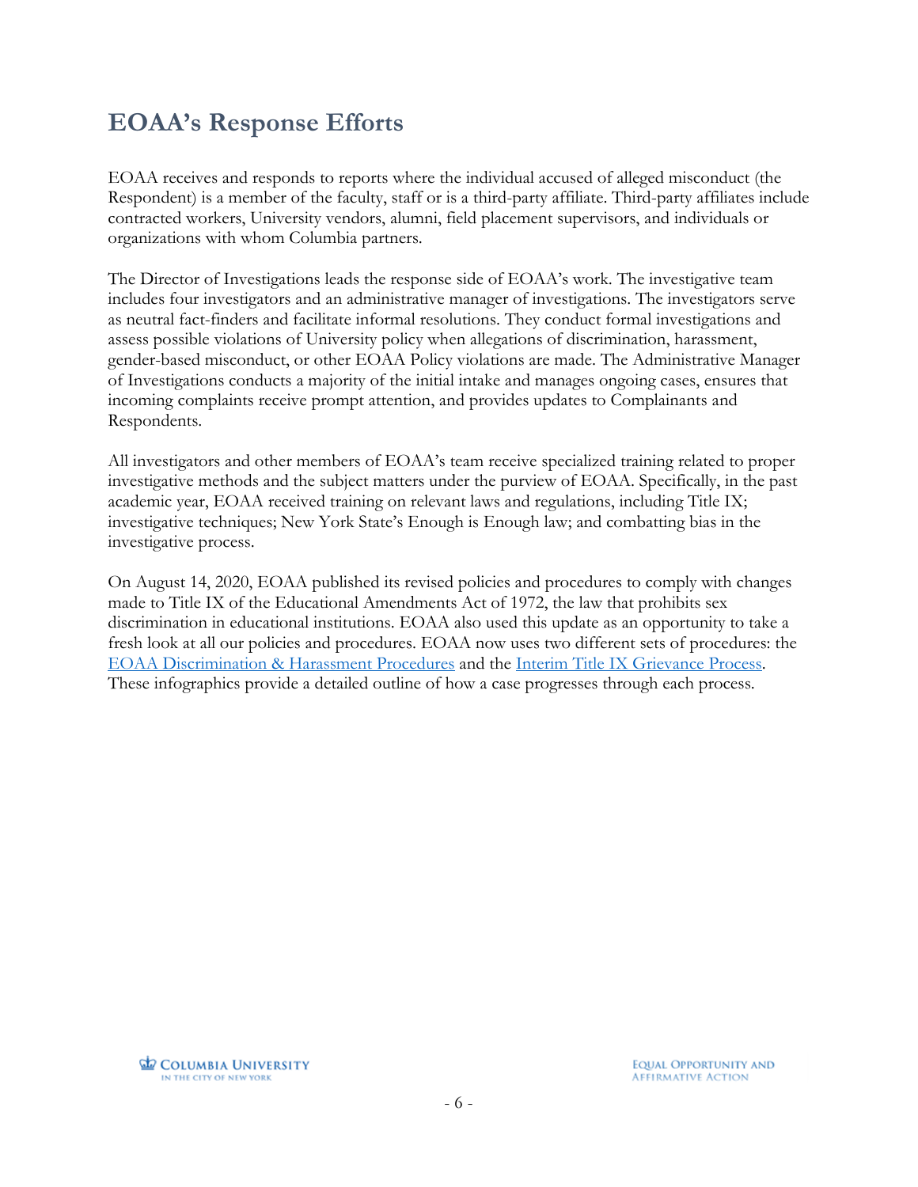## EOAA's Response Efforts

EOAA receives and responds to reports where the individual accused of alleged misconduct (the Respondent) is a member of the faculty, staff or is a third-party affiliate. Third-party affiliates include contracted workers, University vendors, alumni, field placement supervisors, and individuals or organizations with whom Columbia partners.

The Director of Investigations leads the response side of EOAA's work. The investigative team includes four investigators and an administrative manager of investigations. The investigators serve as neutral fact-finders and facilitate informal resolutions. They conduct formal investigations and assess possible violations of University policy when allegations of discrimination, harassment, gender-based misconduct, or other EOAA Policy violations are made. The Administrative Manager of Investigations conducts a majority of the initial intake and manages ongoing cases, ensures that incoming complaints receive prompt attention, and provides updates to Complainants and Respondents.

All investigators and other members of EOAA's team receive specialized training related to proper investigative methods and the subject matters under the purview of EOAA. Specifically, in the past academic year, EOAA received training on relevant laws and regulations, including Title IX; investigative techniques; New York State's Enough is Enough law; and combatting bias in the investigative process.

On August 14, 2020, EOAA published its revised policies and procedures to comply with changes made to Title IX of the Educational Amendments Act of 1972, the law that prohibits sex discrimination in educational institutions. EOAA also used this update as an opportunity to take a fresh look at all our policies and procedures. EOAA now uses two different sets of procedures: the EOAA Discrimination & Harassment Procedures and the Interim Title IX Grievance Process. These infographics provide a detailed outline of how a case progresses through each process.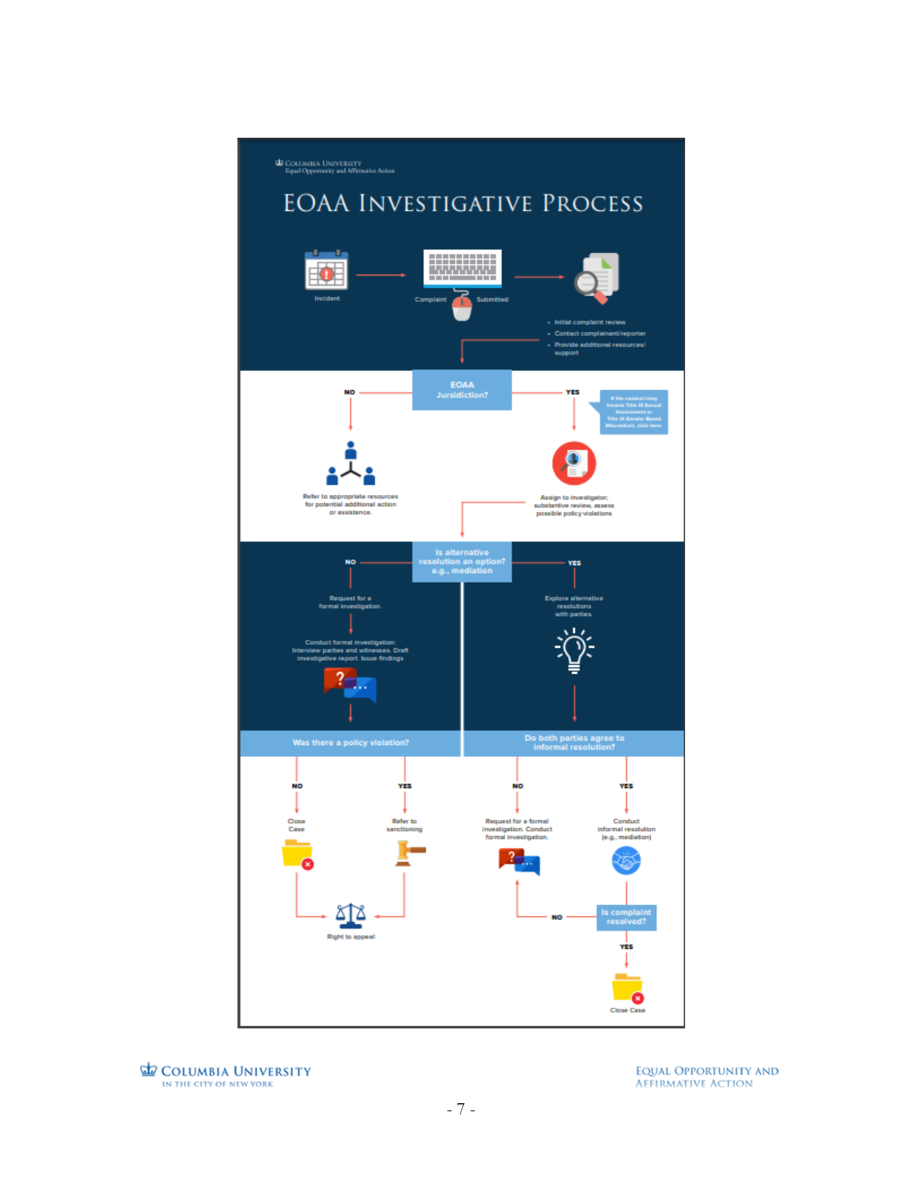Columbia University
Equal Opportunity and Affirmative Action

# EOAA Investigative Process

Incident → Complaint Submitted →

- Initial complaint review
- Contact complainant/reporter
- Provide additional resources/ support

**EOAA Jurisdiction?**

NO → Refer to appropriate resources for potential additional action or assistance.

YES → Assign to investigator; substantive review, assess possible policy violations

If the conduct may involve Title IX Sexual Harassment or Title IX Gender Based Misconduct, click here.

**Is alternative resolution an option? e.g., mediation**

NO → Request for a formal investigation. → Conduct formal investigation: Interview parties and witnesses. Draft investigative report. Issue findings

**Was there a policy violation?**

- NO → Close Case → Right to appeal
- YES → Refer to sanctioning → Right to appeal

YES → Explore alternative resolutions with parties.

**Do both parties agree to informal resolution?**

- NO → Request for a formal investigation. Conduct formal investigation.
- YES → Conduct informal resolution (e.g., mediation)

**Is complaint resolved?**

- NO → Request for a formal investigation. Conduct formal investigation.
- YES → Close Case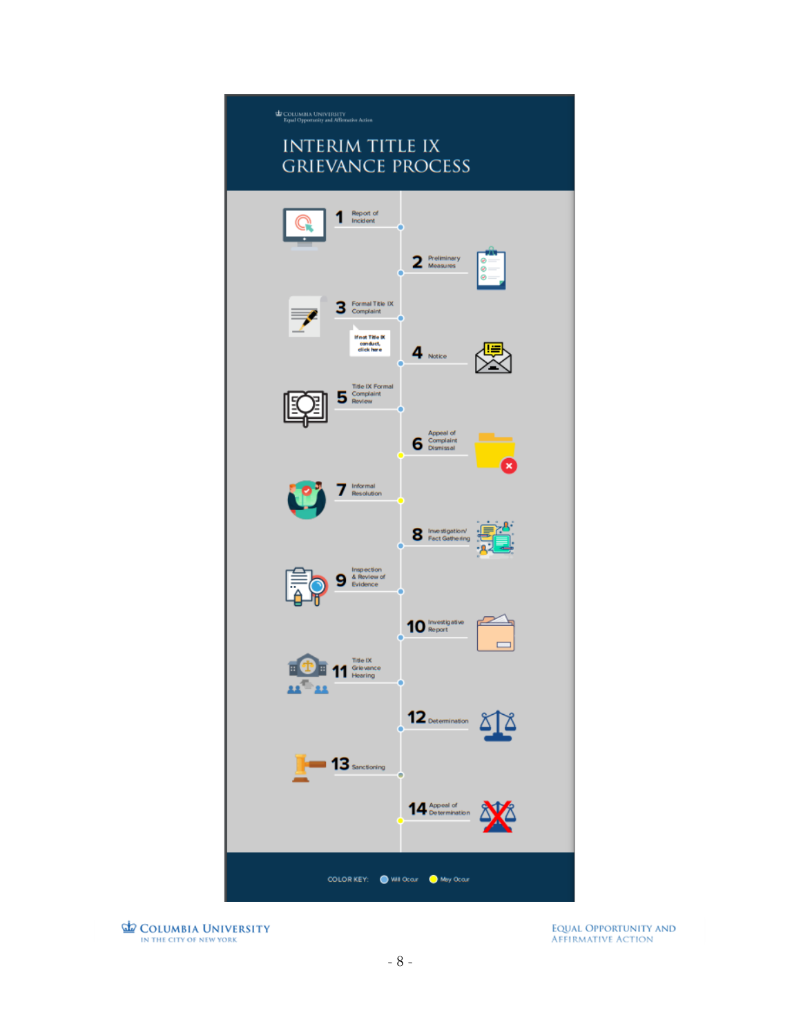COLUMBIA UNIVERSITY
Equal Opportunity and Affirmative Action

# INTERIM TITLE IX GRIEVANCE PROCESS

1. Report of Incident
2. Preliminary Measures
3. Formal Title IX Complaint
   - If not Title IX conduct, click here
4. Notice
5. Title IX Formal Complaint Review
6. Appeal of Complaint Dismissal
7. Informal Resolution
8. Investigation/ Fact Gathering
9. Inspection & Review of Evidence
10. Investigative Report
11. Title IX Grievance Hearing
12. Determination
13. Sanctioning
14. Appeal of Determination

COLOR KEY: Will Occur | May Occur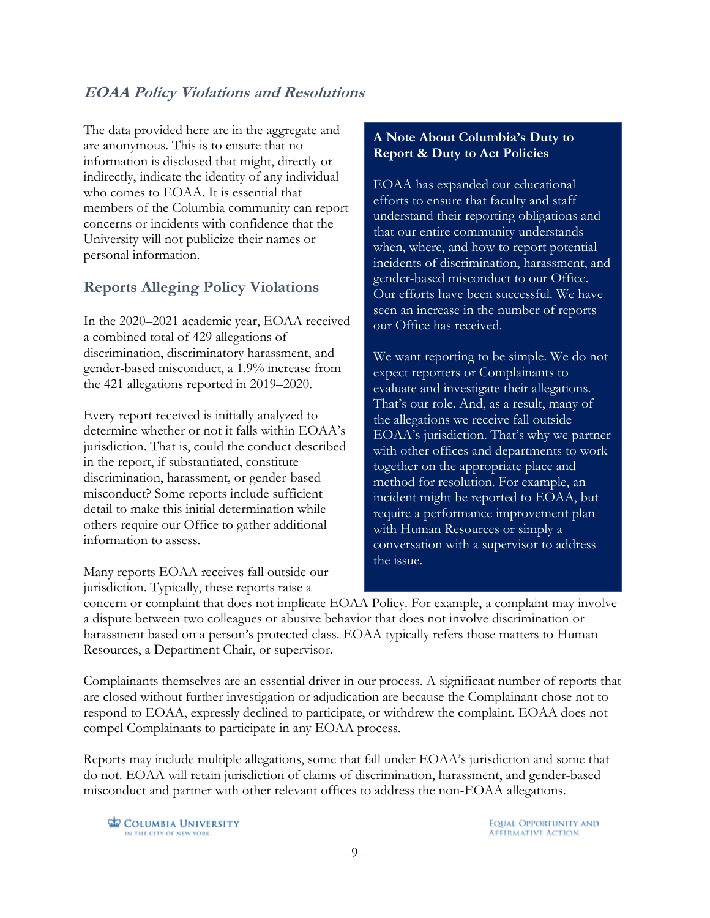### *EOAA Policy Violations and Resolutions*

The data provided here are in the aggregate and are anonymous. This is to ensure that no information is disclosed that might, directly or indirectly, indicate the identity of any individual who comes to EOAA. It is essential that members of the Columbia community can report concerns or incidents with confidence that the University will not publicize their names or personal information.

## Reports Alleging Policy Violations

In the 2020–2021 academic year, EOAA received a combined total of 429 allegations of discrimination, discriminatory harassment, and gender-based misconduct, a 1.9% increase from the 421 allegations reported in 2019–2020.

Every report received is initially analyzed to determine whether or not it falls within EOAA's jurisdiction. That is, could the conduct described in the report, if substantiated, constitute discrimination, harassment, or gender-based misconduct? Some reports include sufficient detail to make this initial determination while others require our Office to gather additional information to assess.

Many reports EOAA receives fall outside our jurisdiction. Typically, these reports raise a concern or complaint that does not implicate EOAA Policy. For example, a complaint may involve a dispute between two colleagues or abusive behavior that does not involve discrimination or harassment based on a person's protected class. EOAA typically refers those matters to Human Resources, a Department Chair, or supervisor.

Complainants themselves are an essential driver in our process. A significant number of reports that are closed without further investigation or adjudication are because the Complainant chose not to respond to EOAA, expressly declined to participate, or withdrew the complaint. EOAA does not compel Complainants to participate in any EOAA process.

Reports may include multiple allegations, some that fall under EOAA's jurisdiction and some that do not. EOAA will retain jurisdiction of claims of discrimination, harassment, and gender-based misconduct and partner with other relevant offices to address the non-EOAA allegations.

**A Note About Columbia's Duty to Report & Duty to Act Policies**

EOAA has expanded our educational efforts to ensure that faculty and staff understand their reporting obligations and that our entire community understands when, where, and how to report potential incidents of discrimination, harassment, and gender-based misconduct to our Office. Our efforts have been successful. We have seen an increase in the number of reports our Office has received.

We want reporting to be simple. We do not expect reporters or Complainants to evaluate and investigate their allegations. That's our role. And, as a result, many of the allegations we receive fall outside EOAA's jurisdiction. That's why we partner with other offices and departments to work together on the appropriate place and method for resolution. For example, an incident might be reported to EOAA, but require a performance improvement plan with Human Resources or simply a conversation with a supervisor to address the issue.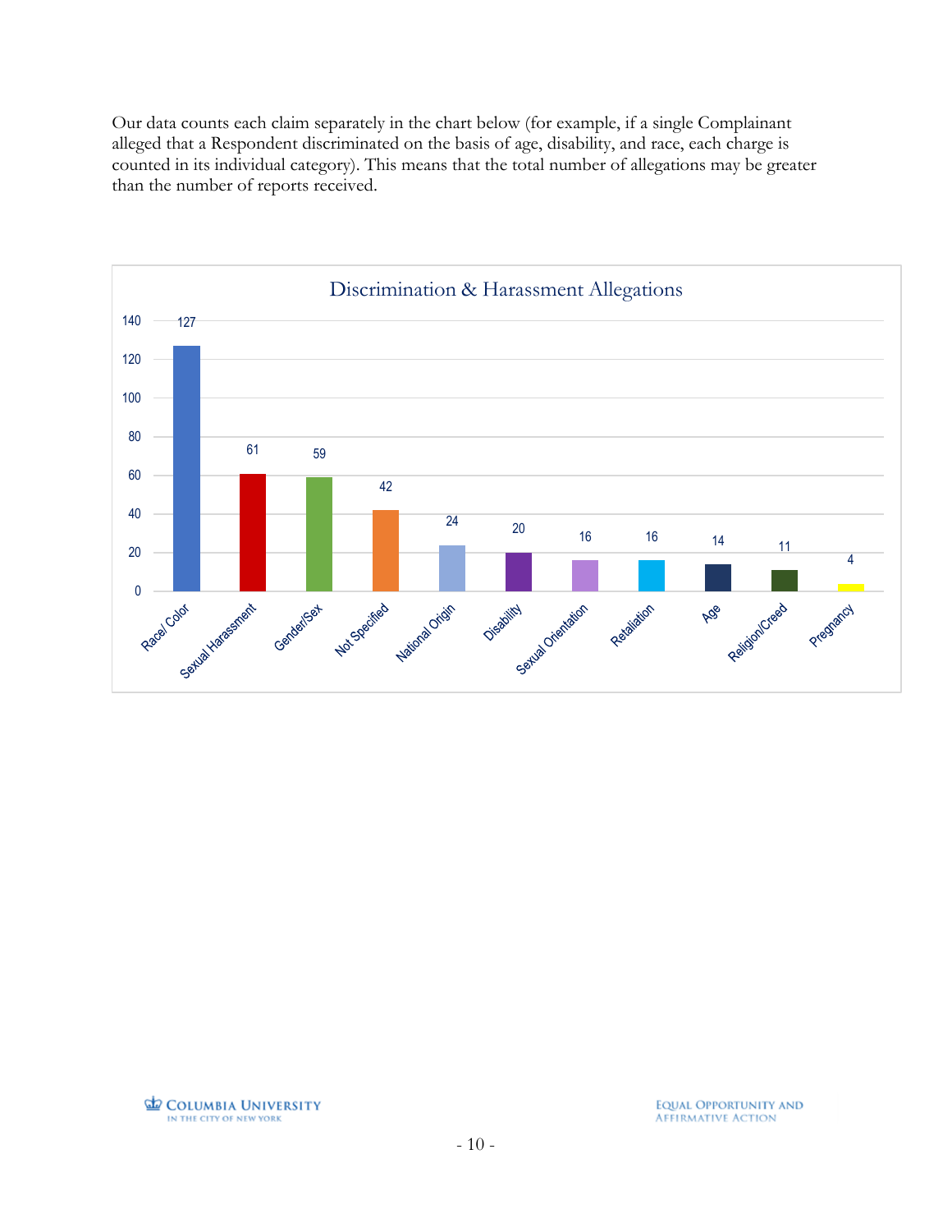Our data counts each claim separately in the chart below (for example, if a single Complainant alleged that a Respondent discriminated on the basis of age, disability, and race, each charge is counted in its individual category). This means that the total number of allegations may be greater than the number of reports received.

**Discrimination & Harassment Allegations**

| Category | Allegations |
|---|---|
| Race/ Color | 127 |
| Sexual Harassment | 61 |
| Gender/Sex | 59 |
| Not Specified | 42 |
| National Origin | 24 |
| Disability | 20 |
| Sexual Orientation | 16 |
| Retaliation | 16 |
| Age | 14 |
| Religion/Creed | 11 |
| Pregnancy | 4 |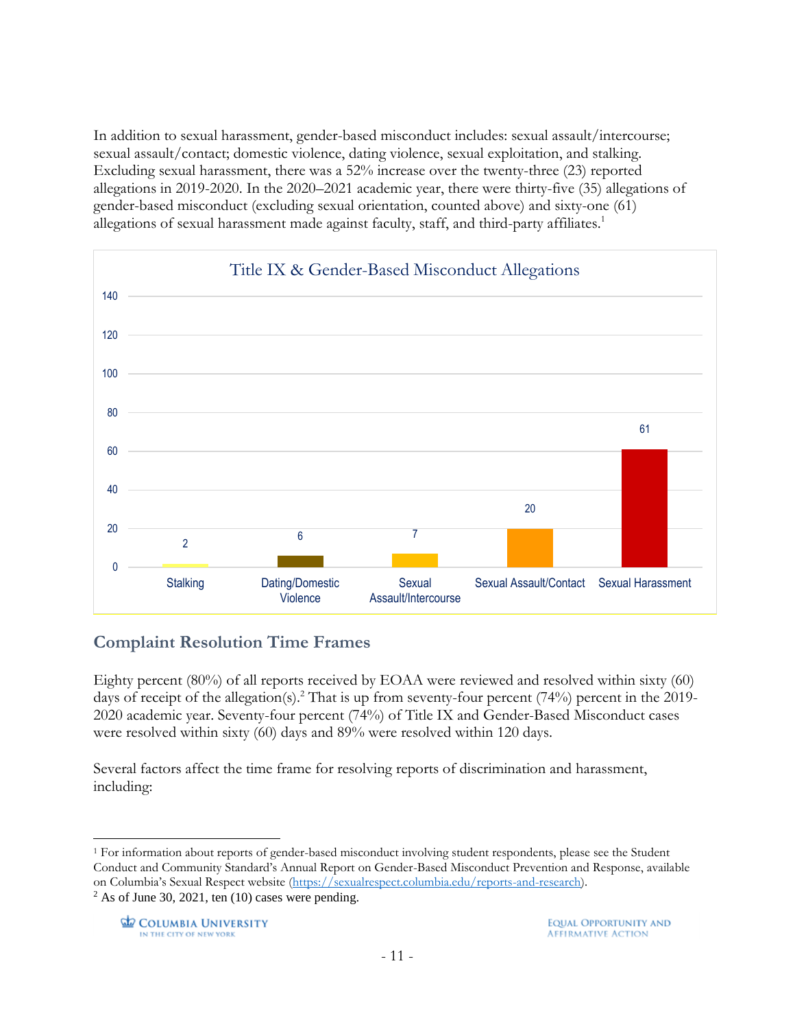In addition to sexual harassment, gender-based misconduct includes: sexual assault/intercourse; sexual assault/contact; domestic violence, dating violence, sexual exploitation, and stalking. Excluding sexual harassment, there was a 52% increase over the twenty-three (23) reported allegations in 2019-2020. In the 2020–2021 academic year, there were thirty-five (35) allegations of gender-based misconduct (excluding sexual orientation, counted above) and sixty-one (61) allegations of sexual harassment made against faculty, staff, and third-party affiliates.[1]

**Title IX & Gender-Based Misconduct Allegations**

| Category | Allegations |
| --- | --- |
| Stalking | 2 |
| Dating/Domestic Violence | 6 |
| Sexual Assault/Intercourse | 7 |
| Sexual Assault/Contact | 20 |
| Sexual Harassment | 61 |

## Complaint Resolution Time Frames

Eighty percent (80%) of all reports received by EOAA were reviewed and resolved within sixty (60) days of receipt of the allegation(s).[2] That is up from seventy-four percent (74%) percent in the 2019-2020 academic year. Seventy-four percent (74%) of Title IX and Gender-Based Misconduct cases were resolved within sixty (60) days and 89% were resolved within 120 days.

Several factors affect the time frame for resolving reports of discrimination and harassment, including:

---

[1] For information about reports of gender-based misconduct involving student respondents, please see the Student Conduct and Community Standard's Annual Report on Gender-Based Misconduct Prevention and Response, available on Columbia's Sexual Respect website (https://sexualrespect.columbia.edu/reports-and-research).

[2] As of June 30, 2021, ten (10) cases were pending.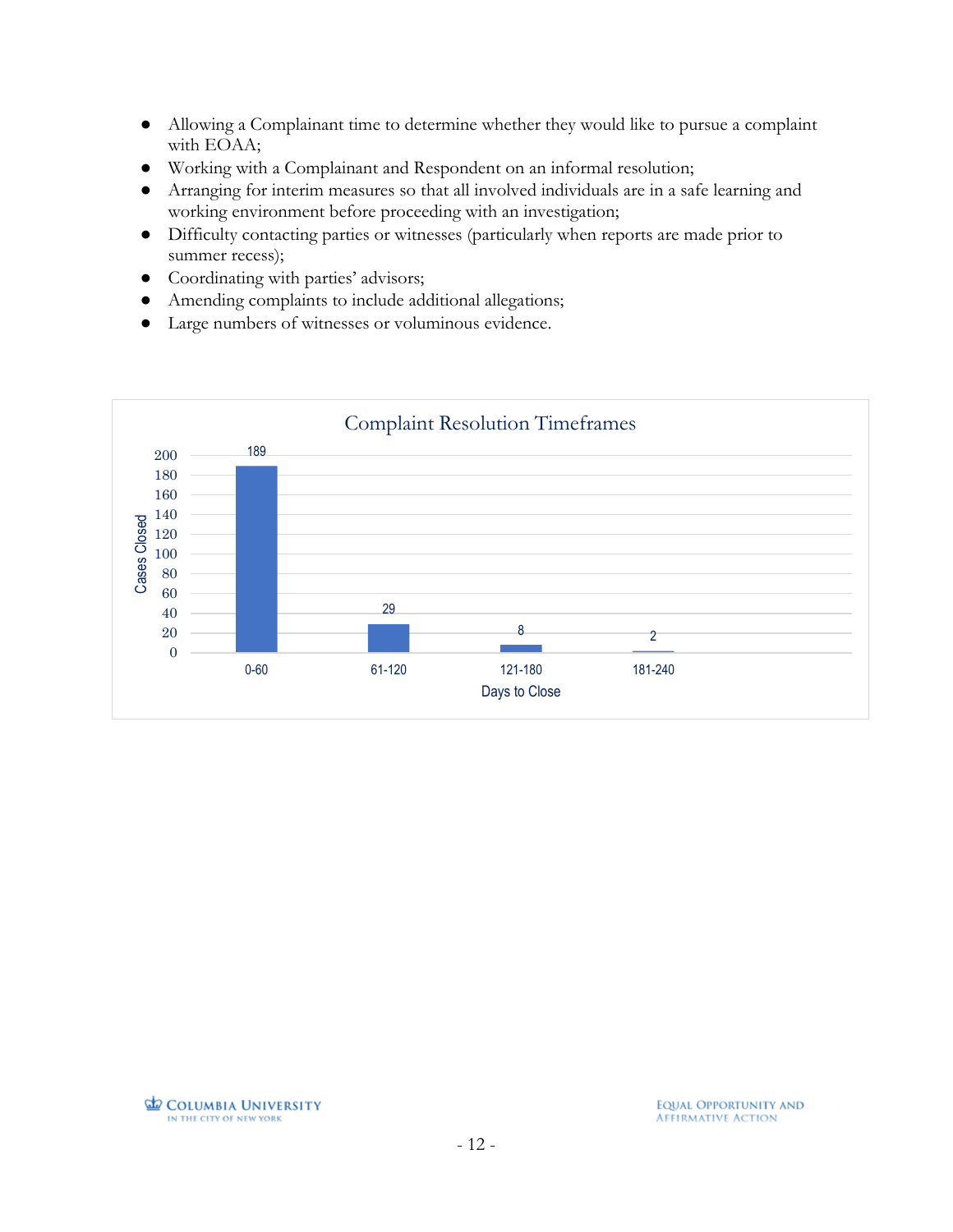- Allowing a Complainant time to determine whether they would like to pursue a complaint with EOAA;
- Working with a Complainant and Respondent on an informal resolution;
- Arranging for interim measures so that all involved individuals are in a safe learning and working environment before proceeding with an investigation;
- Difficulty contacting parties or witnesses (particularly when reports are made prior to summer recess);
- Coordinating with parties' advisors;
- Amending complaints to include additional allegations;
- Large numbers of witnesses or voluminous evidence.

**Complaint Resolution Timeframes**

| Days to Close | Cases Closed |
| --- | --- |
| 0-60 | 189 |
| 61-120 | 29 |
| 121-180 | 8 |
| 181-240 | 2 |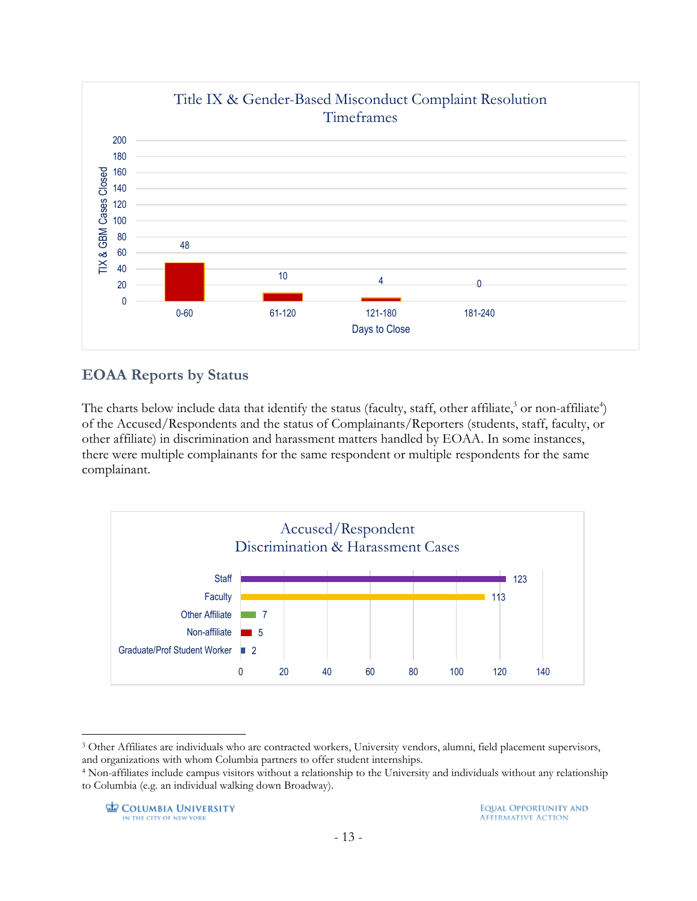**Title IX & Gender-Based Misconduct Complaint Resolution Timeframes**

| Days to Close | TIX & GBM Cases Closed |
|---|---|
| 0-60 | 48 |
| 61-120 | 10 |
| 121-180 | 4 |
| 181-240 | 0 |

## EOAA Reports by Status

The charts below include data that identify the status (faculty, staff, other affiliate,[3] or non-affiliate[4]) of the Accused/Respondents and the status of Complainants/Reporters (students, staff, faculty, or other affiliate) in discrimination and harassment matters handled by EOAA. In some instances, there were multiple complainants for the same respondent or multiple respondents for the same complainant.

**Accused/Respondent Discrimination & Harassment Cases**

| Status | Cases |
|---|---|
| Staff | 123 |
| Faculty | 113 |
| Other Affiliate | 7 |
| Non-affiliate | 5 |
| Graduate/Prof Student Worker | 2 |

---

[3] Other Affiliates are individuals who are contracted workers, University vendors, alumni, field placement supervisors, and organizations with whom Columbia partners to offer student internships.

[4] Non-affiliates include campus visitors without a relationship to the University and individuals without any relationship to Columbia (e.g. an individual walking down Broadway).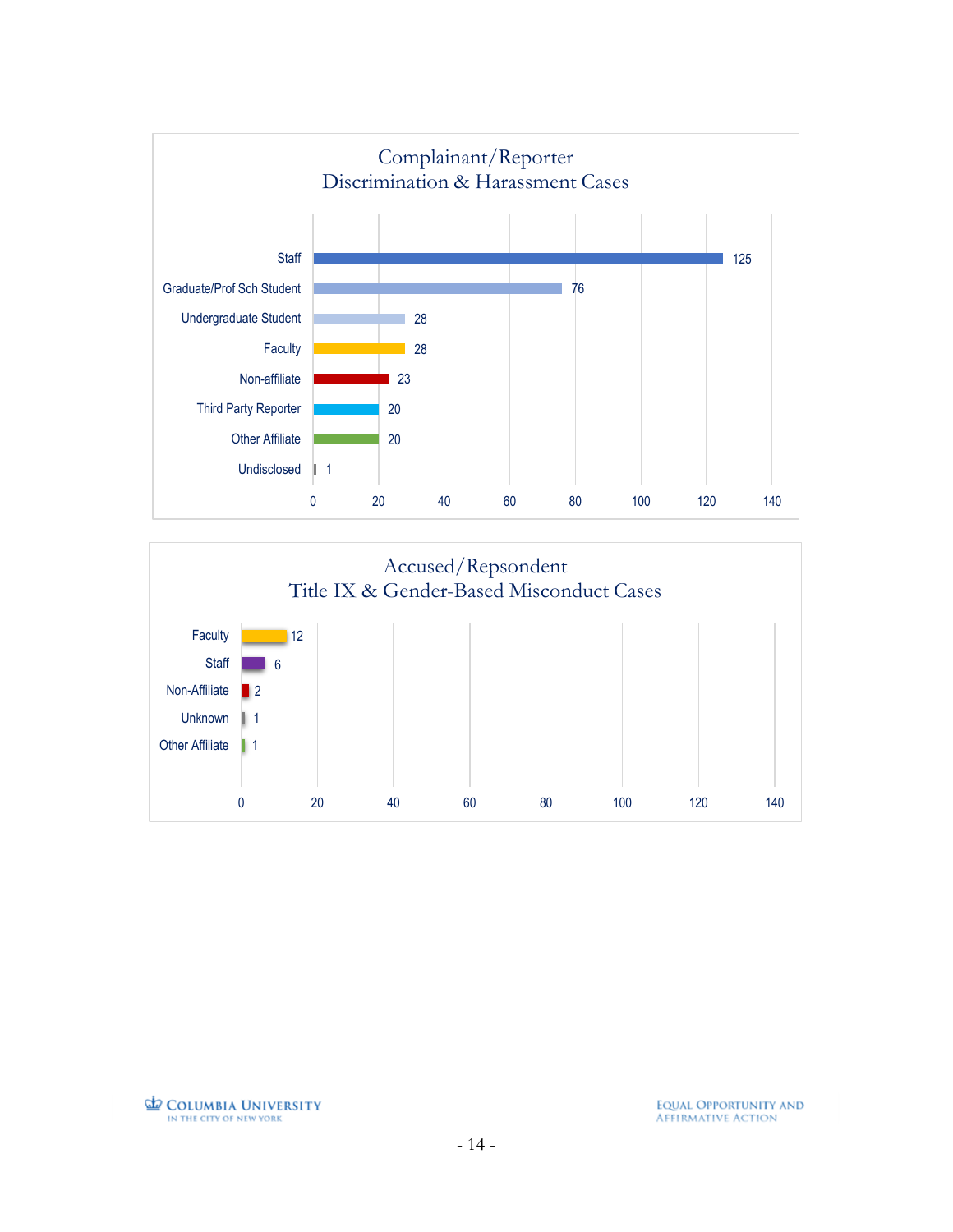## Complainant/Reporter Discrimination & Harassment Cases

| Category | Count |
| --- | --- |
| Staff | 125 |
| Graduate/Prof Sch Student | 76 |
| Undergraduate Student | 28 |
| Faculty | 28 |
| Non-affiliate | 23 |
| Third Party Reporter | 20 |
| Other Affiliate | 20 |
| Undisclosed | 1 |

## Accused/Repsondent Title IX & Gender-Based Misconduct Cases

| Category | Count |
| --- | --- |
| Faculty | 12 |
| Staff | 6 |
| Non-Affiliate | 2 |
| Unknown | 1 |
| Other Affiliate | 1 |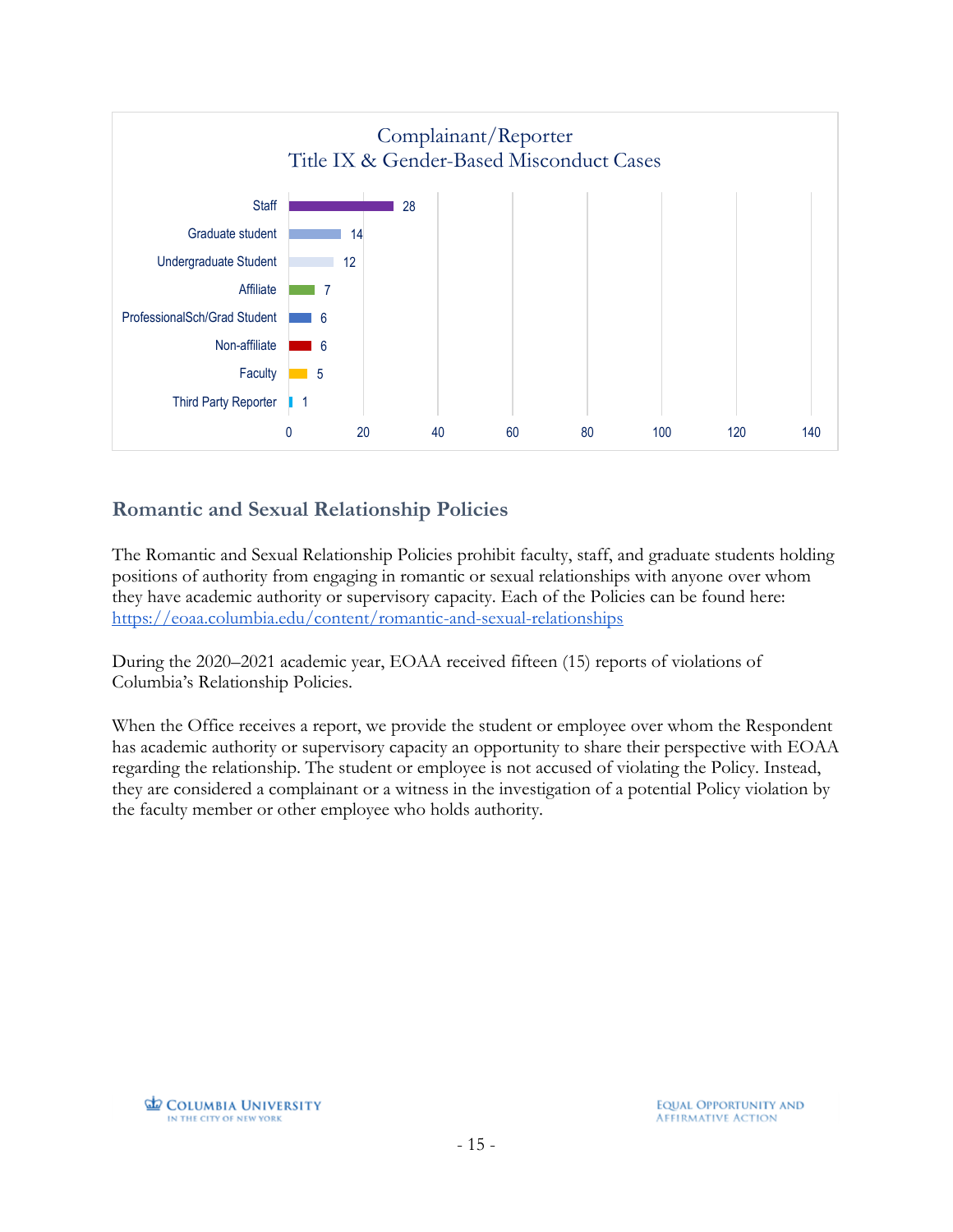**Complainant/Reporter**
**Title IX & Gender-Based Misconduct Cases**

| Complainant/Reporter | Cases |
|---|---|
| Staff | 28 |
| Graduate student | 14 |
| Undergraduate Student | 12 |
| Affiliate | 7 |
| ProfessionalSch/Grad Student | 6 |
| Non-affiliate | 6 |
| Faculty | 5 |
| Third Party Reporter | 1 |

## Romantic and Sexual Relationship Policies

The Romantic and Sexual Relationship Policies prohibit faculty, staff, and graduate students holding positions of authority from engaging in romantic or sexual relationships with anyone over whom they have academic authority or supervisory capacity. Each of the Policies can be found here: https://eoaa.columbia.edu/content/romantic-and-sexual-relationships

During the 2020–2021 academic year, EOAA received fifteen (15) reports of violations of Columbia's Relationship Policies.

When the Office receives a report, we provide the student or employee over whom the Respondent has academic authority or supervisory capacity an opportunity to share their perspective with EOAA regarding the relationship. The student or employee is not accused of violating the Policy. Instead, they are considered a complainant or a witness in the investigation of a potential Policy violation by the faculty member or other employee who holds authority.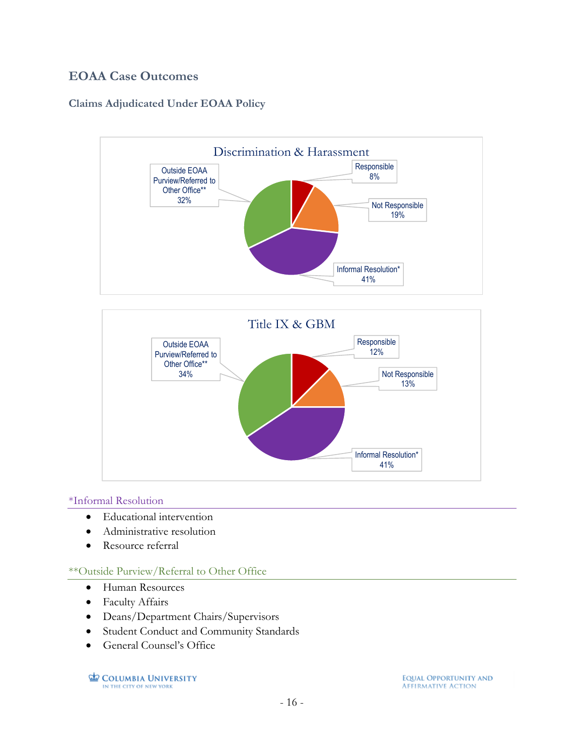## EOAA Case Outcomes

### Claims Adjudicated Under EOAA Policy

**Discrimination & Harassment**

| Outcome | Percentage |
|---|---|
| Responsible | 8% |
| Not Responsible | 19% |
| Informal Resolution* | 41% |
| Outside EOAA Purview/Referred to Other Office** | 32% |

**Title IX & GBM**

| Outcome | Percentage |
|---|---|
| Responsible | 12% |
| Not Responsible | 13% |
| Informal Resolution* | 41% |
| Outside EOAA Purview/Referred to Other Office** | 34% |

*Informal Resolution

- Educational intervention
- Administrative resolution
- Resource referral

**Outside Purview/Referral to Other Office

- Human Resources
- Faculty Affairs
- Deans/Department Chairs/Supervisors
- Student Conduct and Community Standards
- General Counsel's Office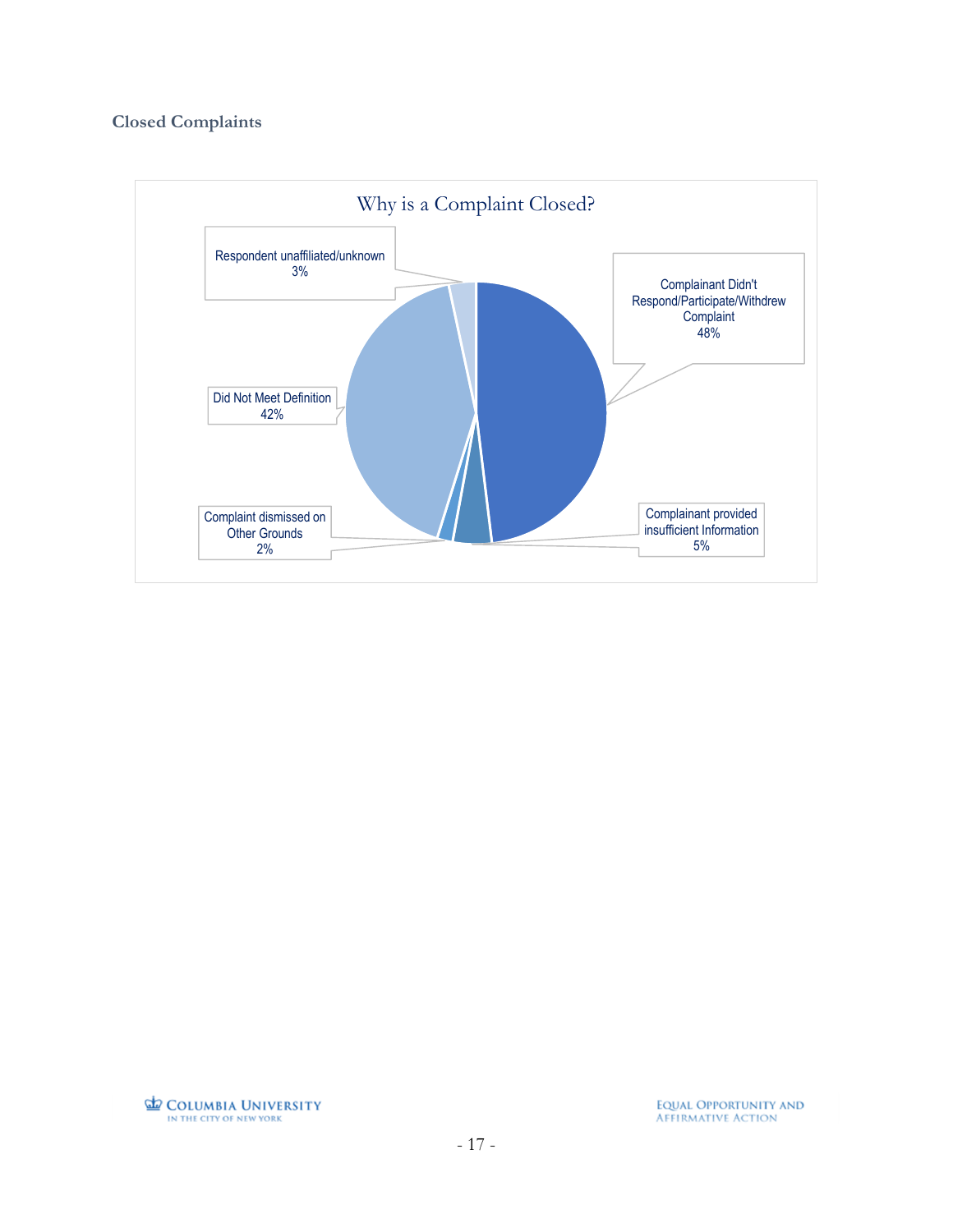### Closed Complaints

Why is a Complaint Closed?

- Complainant Didn't Respond/Participate/Withdrew Complaint 48%
- Did Not Meet Definition 42%
- Complainant provided insufficient Information 5%
- Respondent unaffiliated/unknown 3%
- Complaint dismissed on Other Grounds 2%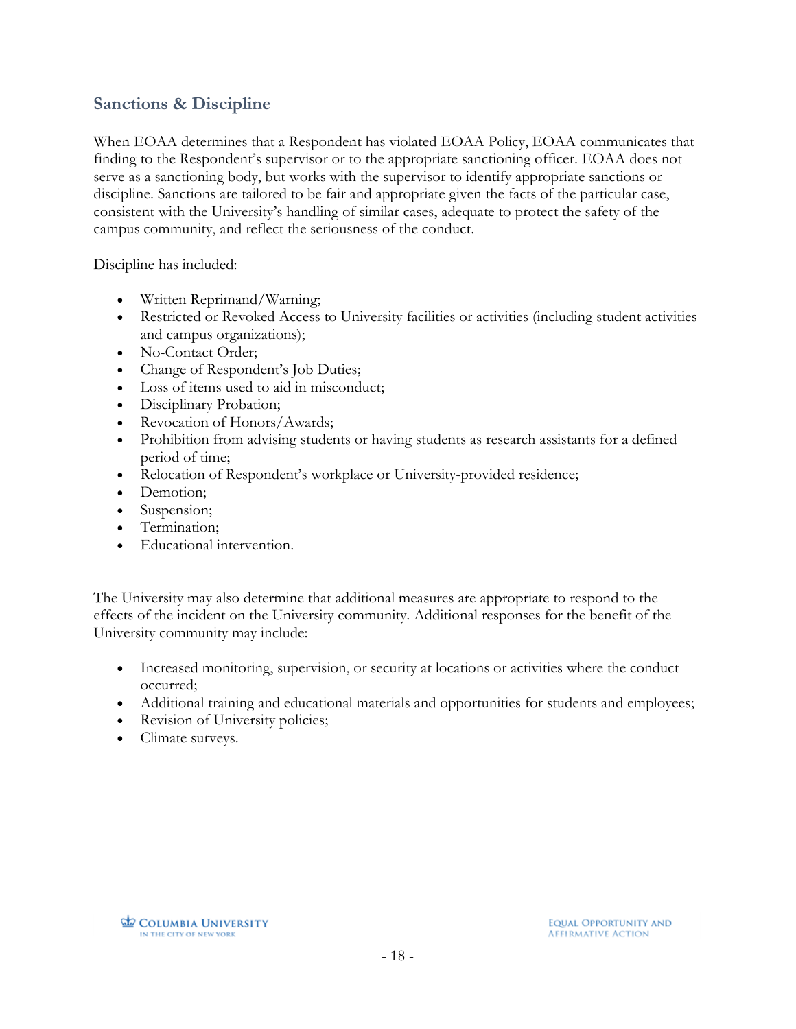## Sanctions & Discipline

When EOAA determines that a Respondent has violated EOAA Policy, EOAA communicates that finding to the Respondent's supervisor or to the appropriate sanctioning officer. EOAA does not serve as a sanctioning body, but works with the supervisor to identify appropriate sanctions or discipline. Sanctions are tailored to be fair and appropriate given the facts of the particular case, consistent with the University's handling of similar cases, adequate to protect the safety of the campus community, and reflect the seriousness of the conduct.

Discipline has included:

- Written Reprimand/Warning;
- Restricted or Revoked Access to University facilities or activities (including student activities and campus organizations);
- No-Contact Order;
- Change of Respondent's Job Duties;
- Loss of items used to aid in misconduct;
- Disciplinary Probation;
- Revocation of Honors/Awards;
- Prohibition from advising students or having students as research assistants for a defined period of time;
- Relocation of Respondent's workplace or University-provided residence;
- Demotion;
- Suspension;
- Termination;
- Educational intervention.

The University may also determine that additional measures are appropriate to respond to the effects of the incident on the University community. Additional responses for the benefit of the University community may include:

- Increased monitoring, supervision, or security at locations or activities where the conduct occurred;
- Additional training and educational materials and opportunities for students and employees;
- Revision of University policies;
- Climate surveys.